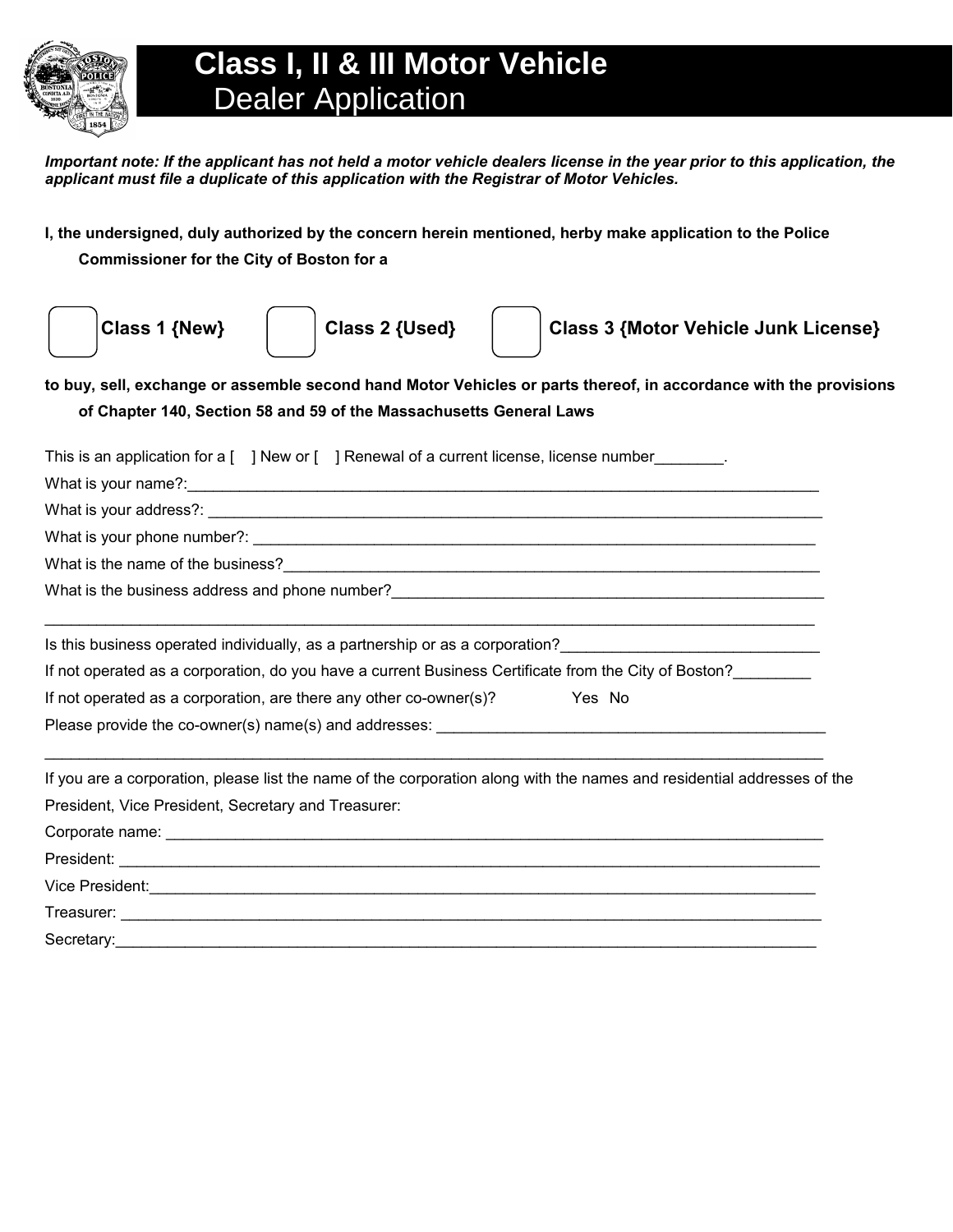# Class I, II & III Motor Vehicle Dealer Application

***Important note: If the applicant has not held a motor vehicle dealers license in the year prior to this application, the applicant must file a duplicate of this application with the Registrar of Motor Vehicles.***

**I, the undersigned, duly authorized by the concern herein mentioned, herby make application to the Police Commissioner for the City of Boston for a**

☐ **Class 1 {New}** ☐ **Class 2 {Used}** ☐ **Class 3 {Motor Vehicle Junk License}**

**to buy, sell, exchange or assemble second hand Motor Vehicles or parts thereof, in accordance with the provisions of Chapter 140, Section 58 and 59 of the Massachusetts General Laws**

This is an application for a [ ] New or [ ] Renewal of a current license, license number________.

What is your name?:_______________________________________________________________________________

What is your address?: _____________________________________________________________________________

What is your phone number?: ________________________________________________________________________

What is the name of the business?_____________________________________________________________________

What is the business address and phone number?________________________________________________________

_________________________________________________________________________________________________

Is this business operated individually, as a partnership or as a corporation?______________________________

If not operated as a corporation, do you have a current Business Certificate from the City of Boston?_________

If not operated as a corporation, are there any other co-owner(s)? Yes No

Please provide the co-owner(s) name(s) and addresses: _______________________________________________

_________________________________________________________________________________________________

If you are a corporation, please list the name of the corporation along with the names and residential addresses of the President, Vice President, Secretary and Treasurer:

Corporate name: ______________________________________________________________________________

President: ____________________________________________________________________________________

Vice President:________________________________________________________________________________

Treasurer: ___________________________________________________________________________________

Secretary:____________________________________________________________________________________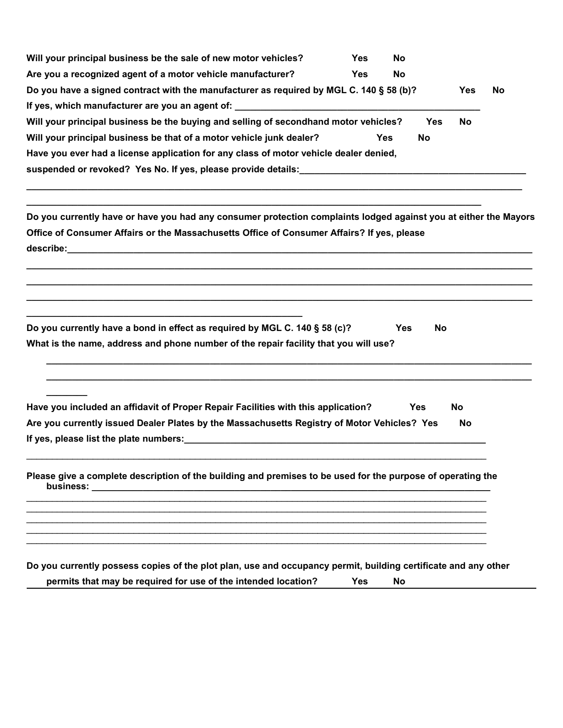**Will your principal business be the sale of new motor vehicles? Yes No**

**Are you a recognized agent of a motor vehicle manufacturer? Yes No**

**Do you have a signed contract with the manufacturer as required by MGL C. 140 § 58 (b)? Yes No**

**If yes, which manufacturer are you an agent of: ______________________________________________**

**Will your principal business be the buying and selling of secondhand motor vehicles? Yes No**

**Will your principal business be that of a motor vehicle junk dealer? Yes No**

**Have you ever had a license application for any class of motor vehicle dealer denied, suspended or revoked? Yes No. If yes, please provide details:____________________________________________**

**______________________________________________________________________________________________**

**______________________________________________________________________________________________**

**Do you currently have or have you had any consumer protection complaints lodged against you at either the Mayors Office of Consumer Affairs or the Massachusetts Office of Consumer Affairs? If yes, please describe:_____________________________________________________________________________________**

**______________________________________________________________________________________________**

**______________________________________________________________________________________________**

**______________________________________________________________________________________________**

**______________________________________________________**

**Do you currently have a bond in effect as required by MGL C. 140 § 58 (c)? Yes No**

**What is the name, address and phone number of the repair facility that you will use?**

**______________________________________________________________________________________________**

**______________________________________________________________________________________________**

**________**

**Have you included an affidavit of Proper Repair Facilities with this application? Yes No**

**Are you currently issued Dealer Plates by the Massachusetts Registry of Motor Vehicles? Yes No**

**If yes, please list the plate numbers:__________________________________________________________**

______________________________________________________________________________________________

**Please give a complete description of the building and premises to be used for the purpose of operating the business: ___________________________________________________________________________**

______________________________________________________________________________________________

______________________________________________________________________________________________

______________________________________________________________________________________________

______________________________________________________________________________________________

______________________________________________________________________________________________

**Do you currently possess copies of the plot plan, use and occupancy permit, building certificate and any other permits that may be required for use of the intended location? Yes No**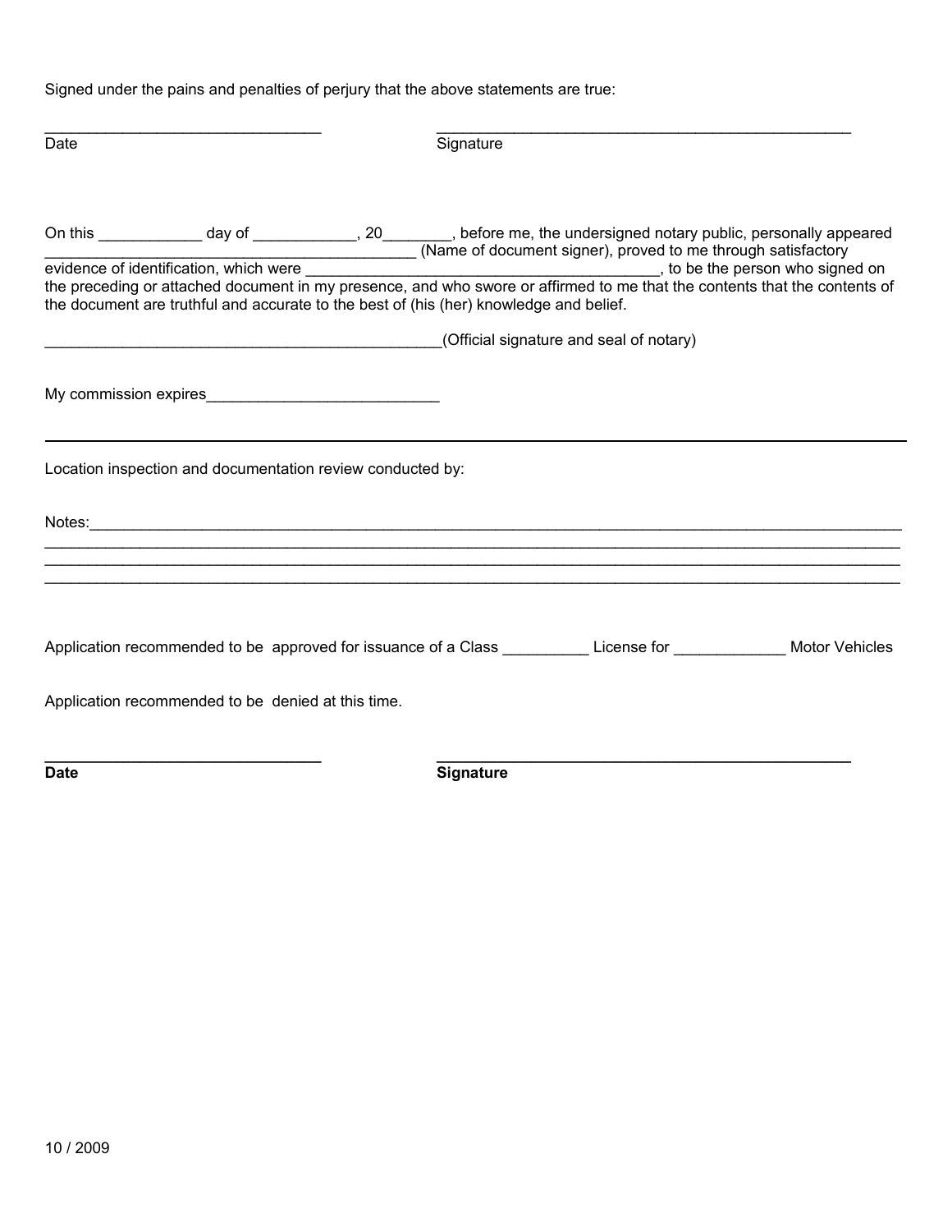Signed under the pains and penalties of perjury that the above statements are true:

________________________________ &nbsp;&nbsp;&nbsp;&nbsp;&nbsp;&nbsp;&nbsp;&nbsp; ________________________________________________
Date &nbsp;&nbsp;&nbsp;&nbsp;&nbsp;&nbsp;&nbsp;&nbsp;&nbsp;&nbsp;&nbsp;&nbsp;&nbsp;&nbsp;&nbsp;&nbsp;&nbsp;&nbsp;&nbsp;&nbsp;&nbsp;&nbsp;&nbsp;&nbsp;&nbsp;&nbsp;&nbsp;&nbsp;&nbsp;&nbsp;&nbsp;&nbsp;&nbsp;&nbsp;&nbsp;&nbsp;&nbsp;&nbsp;&nbsp;&nbsp; Signature

On this ____________ day of ____________, 20________, before me, the undersigned notary public, personally appeared ________________________________________ (Name of document signer), proved to me through satisfactory evidence of identification, which were ________________________________________, to be the person who signed on the preceding or attached document in my presence, and who swore or affirmed to me that the contents that the contents of the document are truthful and accurate to the best of (his (her) knowledge and belief.

______________________________________________(Official signature and seal of notary)

My commission expires__________________________

---

Location inspection and documentation review conducted by:

Notes:___________________________________________________________________________________________
_________________________________________________________________________________________________
_________________________________________________________________________________________________
_________________________________________________________________________________________________

Application recommended to be approved for issuance of a Class __________ License for _____________ Motor Vehicles

Application recommended to be denied at this time.

________________________________ &nbsp;&nbsp;&nbsp;&nbsp;&nbsp;&nbsp;&nbsp;&nbsp; ________________________________________________
**Date** &nbsp;&nbsp;&nbsp;&nbsp;&nbsp;&nbsp;&nbsp;&nbsp;&nbsp;&nbsp;&nbsp;&nbsp;&nbsp;&nbsp;&nbsp;&nbsp;&nbsp;&nbsp;&nbsp;&nbsp;&nbsp;&nbsp;&nbsp;&nbsp;&nbsp;&nbsp;&nbsp;&nbsp;&nbsp;&nbsp;&nbsp;&nbsp;&nbsp;&nbsp;&nbsp;&nbsp;&nbsp;&nbsp;&nbsp;&nbsp; **Signature**

10 / 2009